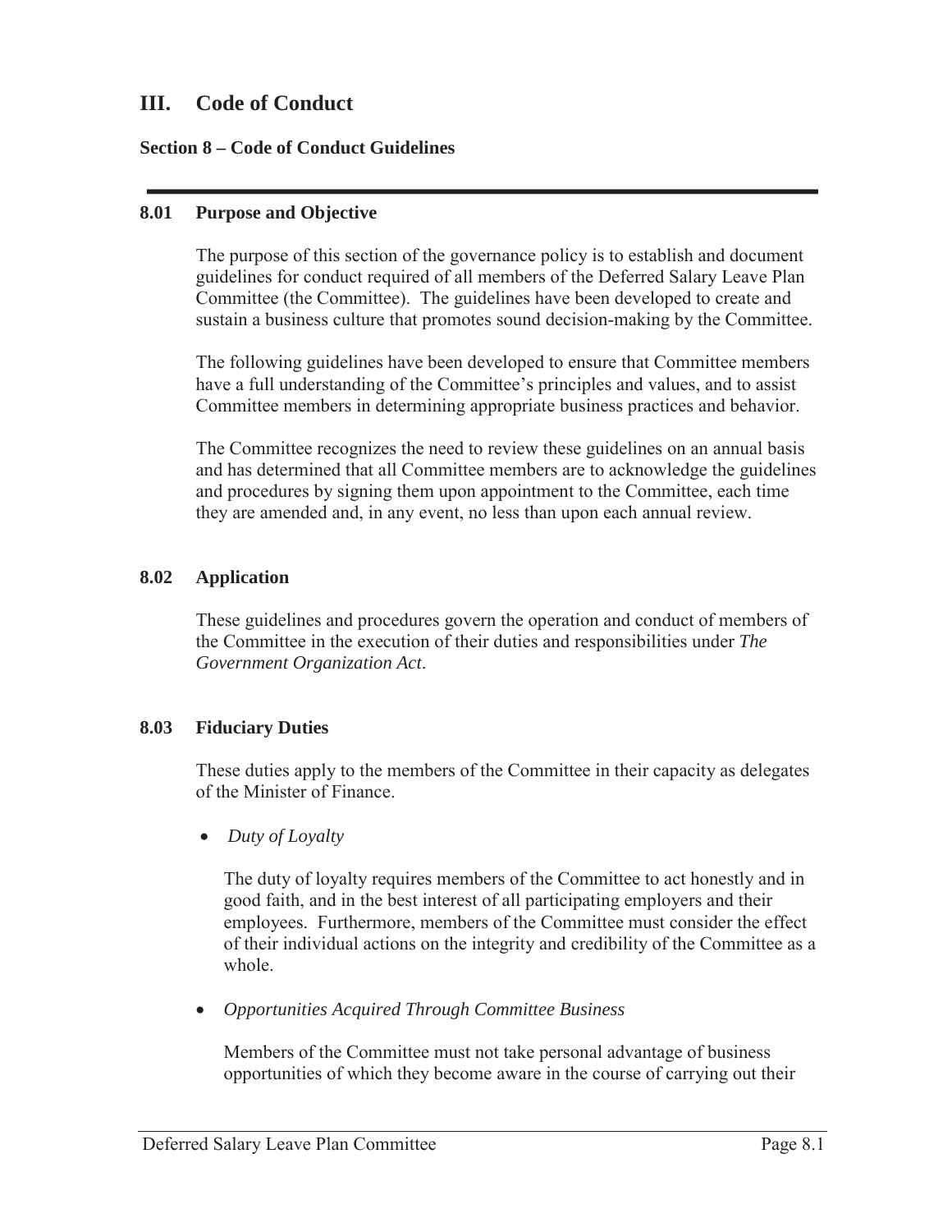# III. Code of Conduct

## Section 8 – Code of Conduct Guidelines

---

### 8.01 Purpose and Objective

The purpose of this section of the governance policy is to establish and document guidelines for conduct required of all members of the Deferred Salary Leave Plan Committee (the Committee). The guidelines have been developed to create and sustain a business culture that promotes sound decision-making by the Committee.

The following guidelines have been developed to ensure that Committee members have a full understanding of the Committee's principles and values, and to assist Committee members in determining appropriate business practices and behavior.

The Committee recognizes the need to review these guidelines on an annual basis and has determined that all Committee members are to acknowledge the guidelines and procedures by signing them upon appointment to the Committee, each time they are amended and, in any event, no less than upon each annual review.

### 8.02 Application

These guidelines and procedures govern the operation and conduct of members of the Committee in the execution of their duties and responsibilities under *The Government Organization Act*.

### 8.03 Fiduciary Duties

These duties apply to the members of the Committee in their capacity as delegates of the Minister of Finance.

- *Duty of Loyalty*

  The duty of loyalty requires members of the Committee to act honestly and in good faith, and in the best interest of all participating employers and their employees. Furthermore, members of the Committee must consider the effect of their individual actions on the integrity and credibility of the Committee as a whole.

- *Opportunities Acquired Through Committee Business*

  Members of the Committee must not take personal advantage of business opportunities of which they become aware in the course of carrying out their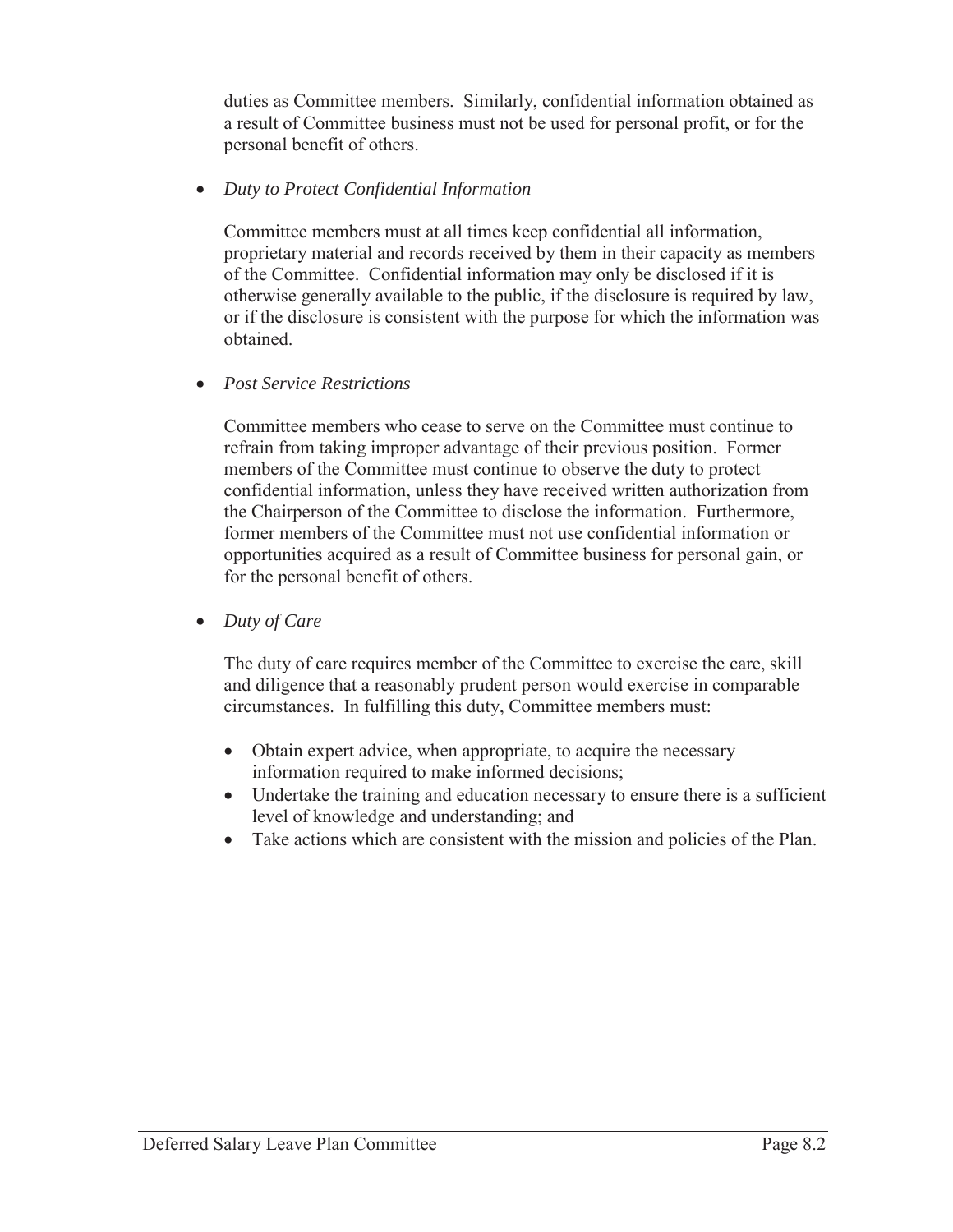duties as Committee members. Similarly, confidential information obtained as a result of Committee business must not be used for personal profit, or for the personal benefit of others.

- *Duty to Protect Confidential Information*

  Committee members must at all times keep confidential all information, proprietary material and records received by them in their capacity as members of the Committee. Confidential information may only be disclosed if it is otherwise generally available to the public, if the disclosure is required by law, or if the disclosure is consistent with the purpose for which the information was obtained.

- *Post Service Restrictions*

  Committee members who cease to serve on the Committee must continue to refrain from taking improper advantage of their previous position. Former members of the Committee must continue to observe the duty to protect confidential information, unless they have received written authorization from the Chairperson of the Committee to disclose the information. Furthermore, former members of the Committee must not use confidential information or opportunities acquired as a result of Committee business for personal gain, or for the personal benefit of others.

- *Duty of Care*

  The duty of care requires member of the Committee to exercise the care, skill and diligence that a reasonably prudent person would exercise in comparable circumstances. In fulfilling this duty, Committee members must:

  - Obtain expert advice, when appropriate, to acquire the necessary information required to make informed decisions;
  - Undertake the training and education necessary to ensure there is a sufficient level of knowledge and understanding; and
  - Take actions which are consistent with the mission and policies of the Plan.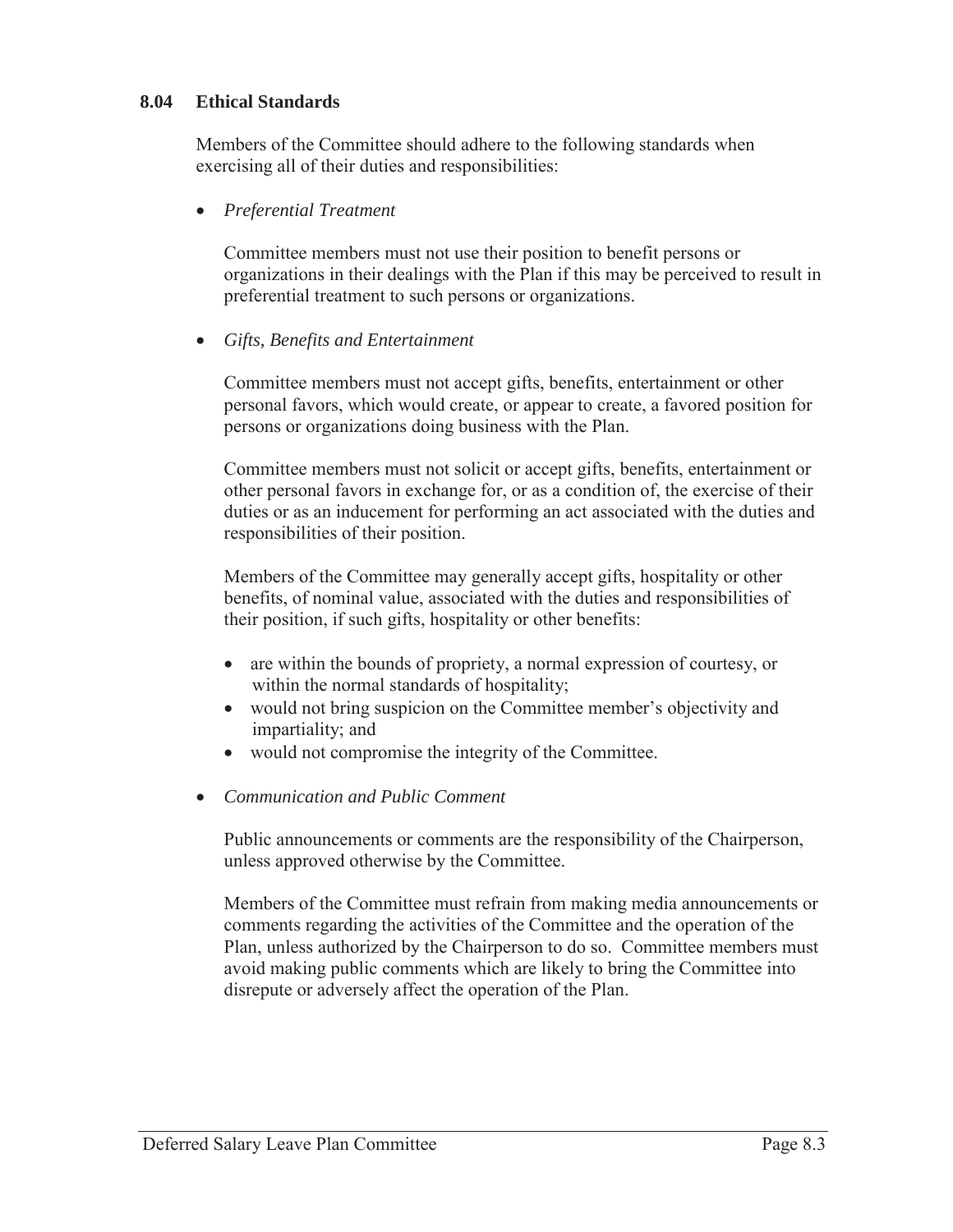## 8.04 Ethical Standards

Members of the Committee should adhere to the following standards when exercising all of their duties and responsibilities:

- *Preferential Treatment*

  Committee members must not use their position to benefit persons or organizations in their dealings with the Plan if this may be perceived to result in preferential treatment to such persons or organizations.

- *Gifts, Benefits and Entertainment*

  Committee members must not accept gifts, benefits, entertainment or other personal favors, which would create, or appear to create, a favored position for persons or organizations doing business with the Plan.

  Committee members must not solicit or accept gifts, benefits, entertainment or other personal favors in exchange for, or as a condition of, the exercise of their duties or as an inducement for performing an act associated with the duties and responsibilities of their position.

  Members of the Committee may generally accept gifts, hospitality or other benefits, of nominal value, associated with the duties and responsibilities of their position, if such gifts, hospitality or other benefits:

  - are within the bounds of propriety, a normal expression of courtesy, or within the normal standards of hospitality;
  - would not bring suspicion on the Committee member's objectivity and impartiality; and
  - would not compromise the integrity of the Committee.

- *Communication and Public Comment*

  Public announcements or comments are the responsibility of the Chairperson, unless approved otherwise by the Committee.

  Members of the Committee must refrain from making media announcements or comments regarding the activities of the Committee and the operation of the Plan, unless authorized by the Chairperson to do so. Committee members must avoid making public comments which are likely to bring the Committee into disrepute or adversely affect the operation of the Plan.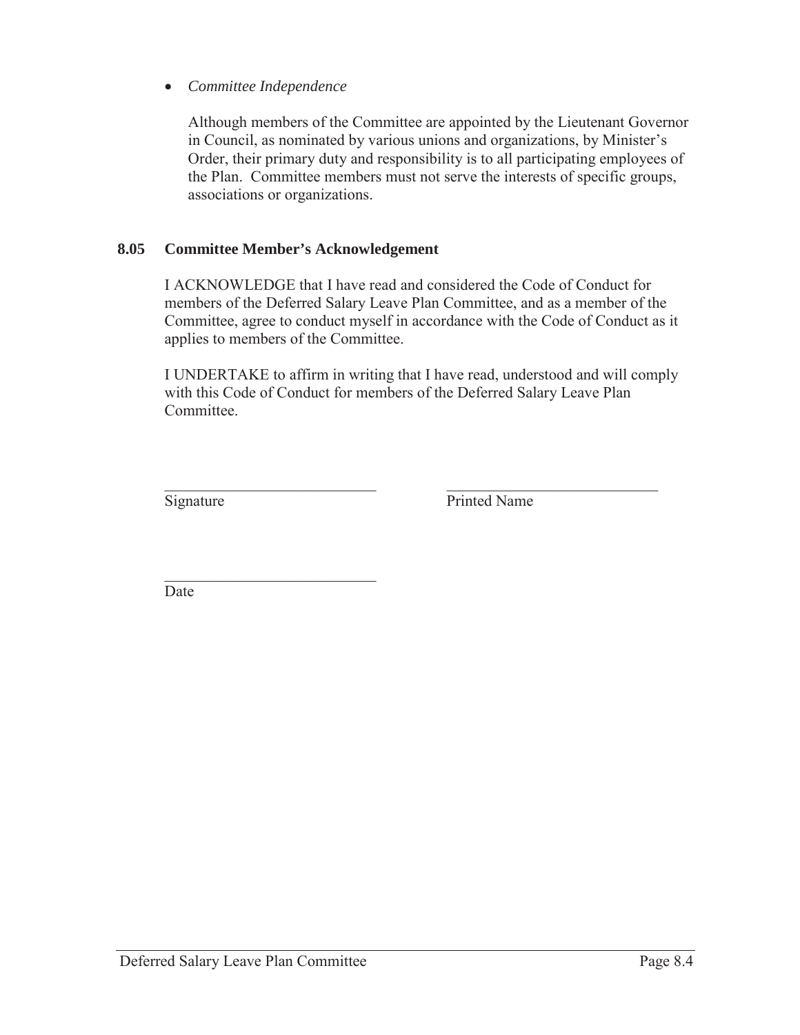- *Committee Independence*

  Although members of the Committee are appointed by the Lieutenant Governor in Council, as nominated by various unions and organizations, by Minister's Order, their primary duty and responsibility is to all participating employees of the Plan. Committee members must not serve the interests of specific groups, associations or organizations.

### 8.05 Committee Member's Acknowledgement

I ACKNOWLEDGE that I have read and considered the Code of Conduct for members of the Deferred Salary Leave Plan Committee, and as a member of the Committee, agree to conduct myself in accordance with the Code of Conduct as it applies to members of the Committee.

I UNDERTAKE to affirm in writing that I have read, understood and will comply with this Code of Conduct for members of the Deferred Salary Leave Plan Committee.

\_\_\_\_\_\_\_\_\_\_\_\_\_\_\_\_\_\_\_\_\_\_\_\_\_\_\_\_ \_\_\_\_\_\_\_\_\_\_\_\_\_\_\_\_\_\_\_\_\_\_\_\_\_\_\_\_

Signature Printed Name

\_\_\_\_\_\_\_\_\_\_\_\_\_\_\_\_\_\_\_\_\_\_\_\_\_\_\_\_

Date